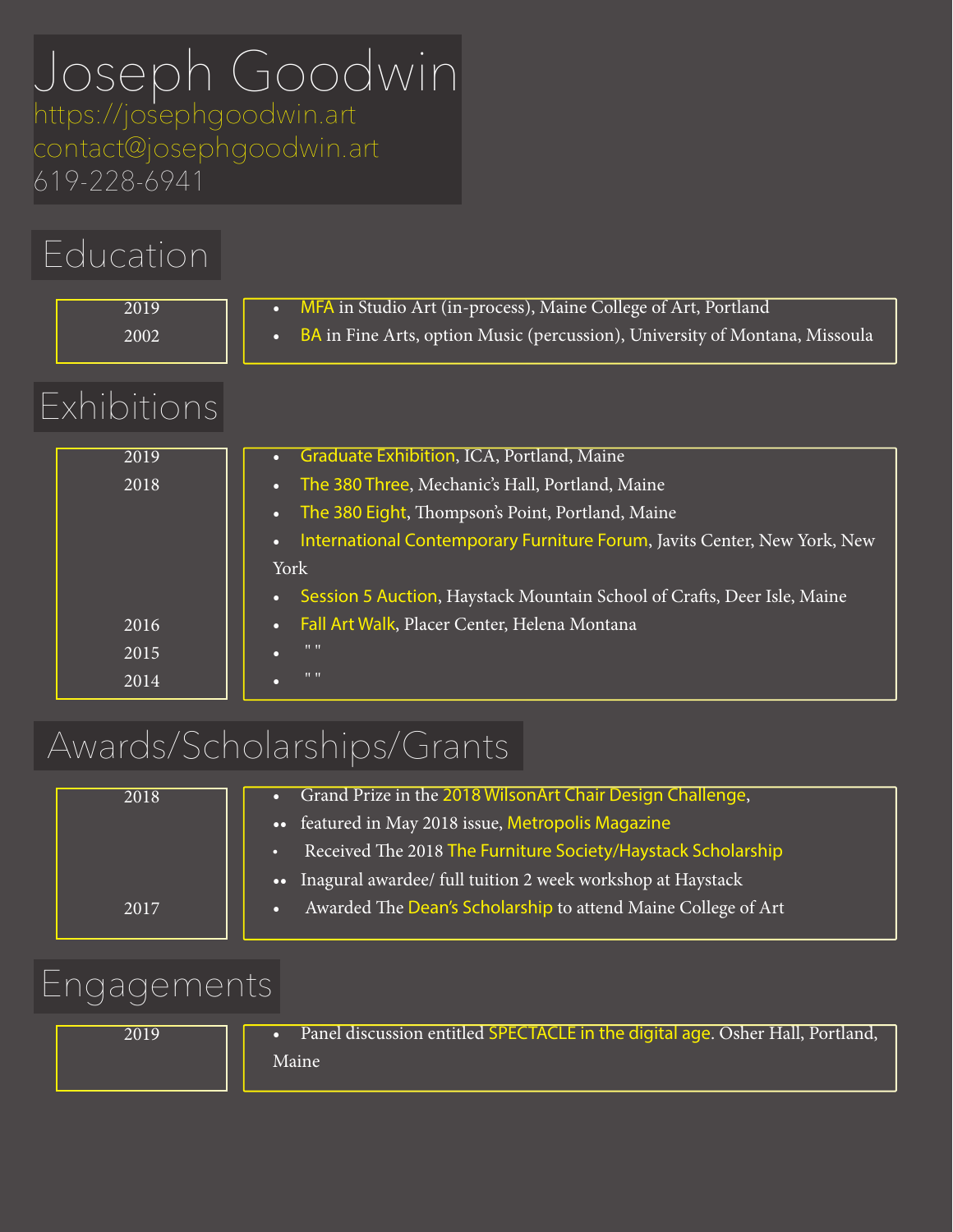# Joseph Goodwin

https://josephgoodwin.art
contact@josephgoodwin.art
619-228-6941

## Education

| Year | Details |
|---|---|
| 2019 | MFA in Studio Art (in-process), Maine College of Art, Portland |
| 2002 | BA in Fine Arts, option Music (percussion), University of Montana, Missoula |

## Exhibitions

| Year | Details |
|---|---|
| 2019 | Graduate Exhibition, ICA, Portland, Maine |
| 2018 | The 380 Three, Mechanic's Hall, Portland, Maine |
| | The 380 Eight, Thompson's Point, Portland, Maine |
| | International Contemporary Furniture Forum, Javits Center, New York, New York |
| | Session 5 Auction, Haystack Mountain School of Crafts, Deer Isle, Maine |
| 2016 | Fall Art Walk, Placer Center, Helena Montana |
| 2015 | " " |
| 2014 | " " |

## Awards/Scholarships/Grants

| Year | Details |
|---|---|
| 2018 | Grand Prize in the 2018 WilsonArt Chair Design Challenge, |
| | featured in May 2018 issue, Metropolis Magazine |
| | Received The 2018 The Furniture Society/Haystack Scholarship |
| | Inagural awardee/ full tuition 2 week workshop at Haystack |
| 2017 | Awarded The Dean's Scholarship to attend Maine College of Art |

## Engagements

| Year | Details |
|---|---|
| 2019 | Panel discussion entitled SPECTACLE in the digital age. Osher Hall, Portland, Maine |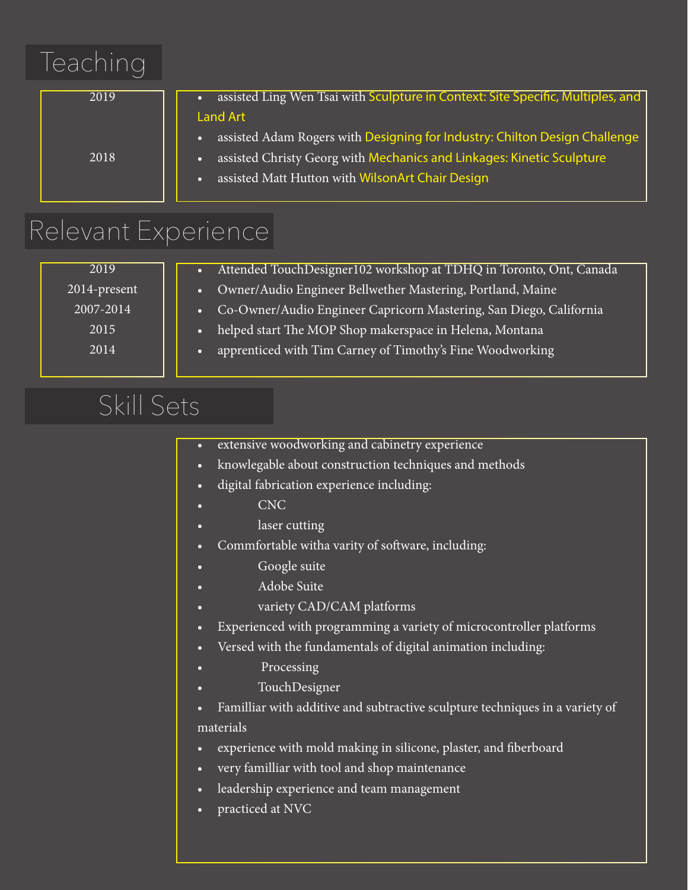## Teaching

2019

2018

- assisted Ling Wen Tsai with Sculpture in Context: Site Specific, Multiples, and Land Art
- assisted Adam Rogers with Designing for Industry: Chilton Design Challenge
- assisted Christy Georg with Mechanics and Linkages: Kinetic Sculpture
- assisted Matt Hutton with WilsonArt Chair Design

## Relevant Experience

| | |
|---|---|
| 2019 | Attended TouchDesigner102 workshop at TDHQ in Toronto, Ont, Canada |
| 2014-present | Owner/Audio Engineer Bellwether Mastering, Portland, Maine |
| 2007-2014 | Co-Owner/Audio Engineer Capricorn Mastering, San Diego, California |
| 2015 | helped start The MOP Shop makerspace in Helena, Montana |
| 2014 | apprenticed with Tim Carney of Timothy's Fine Woodworking |

## Skill Sets

- extensive woodworking and cabinetry experience
- knowlegable about construction techniques and methods
- digital fabrication experience including:
  - CNC
  - laser cutting
- Commfortable witha varity of software, including:
  - Google suite
  - Adobe Suite
  - variety CAD/CAM platforms
- Experienced with programming a variety of microcontroller platforms
- Versed with the fundamentals of digital animation including:
  - Processing
  - TouchDesigner
- Familliar with additive and subtractive sculpture techniques in a variety of materials
- experience with mold making in silicone, plaster, and fiberboard
- very familliar with tool and shop maintenance
- leadership experience and team management
- practiced at NVC